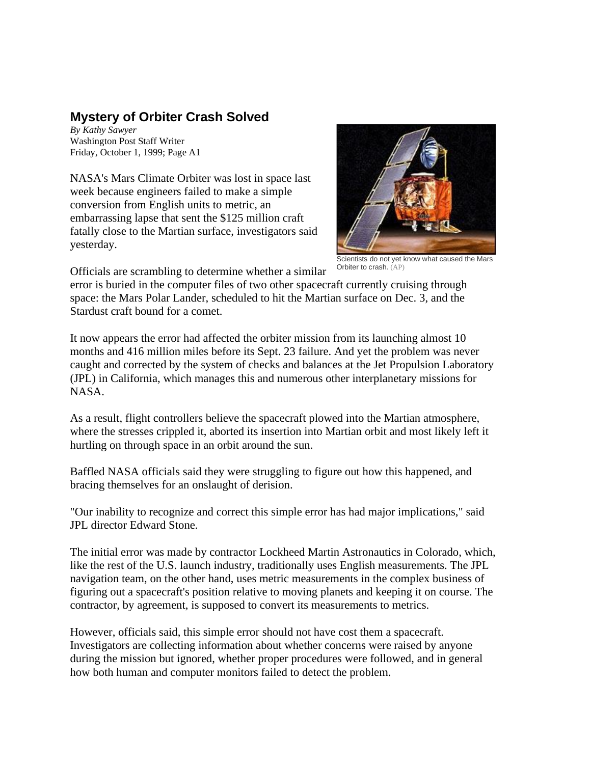# Mystery of Orbiter Crash Solved

*By Kathy Sawyer*
Washington Post Staff Writer
Friday, October 1, 1999; Page A1

NASA's Mars Climate Orbiter was lost in space last week because engineers failed to make a simple conversion from English units to metric, an embarrassing lapse that sent the $125 million craft fatally close to the Martian surface, investigators said yesterday.

Scientists do not yet know what caused the Mars Orbiter to crash. (AP)

Officials are scrambling to determine whether a similar error is buried in the computer files of two other spacecraft currently cruising through space: the Mars Polar Lander, scheduled to hit the Martian surface on Dec. 3, and the Stardust craft bound for a comet.

It now appears the error had affected the orbiter mission from its launching almost 10 months and 416 million miles before its Sept. 23 failure. And yet the problem was never caught and corrected by the system of checks and balances at the Jet Propulsion Laboratory (JPL) in California, which manages this and numerous other interplanetary missions for NASA.

As a result, flight controllers believe the spacecraft plowed into the Martian atmosphere, where the stresses crippled it, aborted its insertion into Martian orbit and most likely left it hurtling on through space in an orbit around the sun.

Baffled NASA officials said they were struggling to figure out how this happened, and bracing themselves for an onslaught of derision.

"Our inability to recognize and correct this simple error has had major implications," said JPL director Edward Stone.

The initial error was made by contractor Lockheed Martin Astronautics in Colorado, which, like the rest of the U.S. launch industry, traditionally uses English measurements. The JPL navigation team, on the other hand, uses metric measurements in the complex business of figuring out a spacecraft's position relative to moving planets and keeping it on course. The contractor, by agreement, is supposed to convert its measurements to metrics.

However, officials said, this simple error should not have cost them a spacecraft. Investigators are collecting information about whether concerns were raised by anyone during the mission but ignored, whether proper procedures were followed, and in general how both human and computer monitors failed to detect the problem.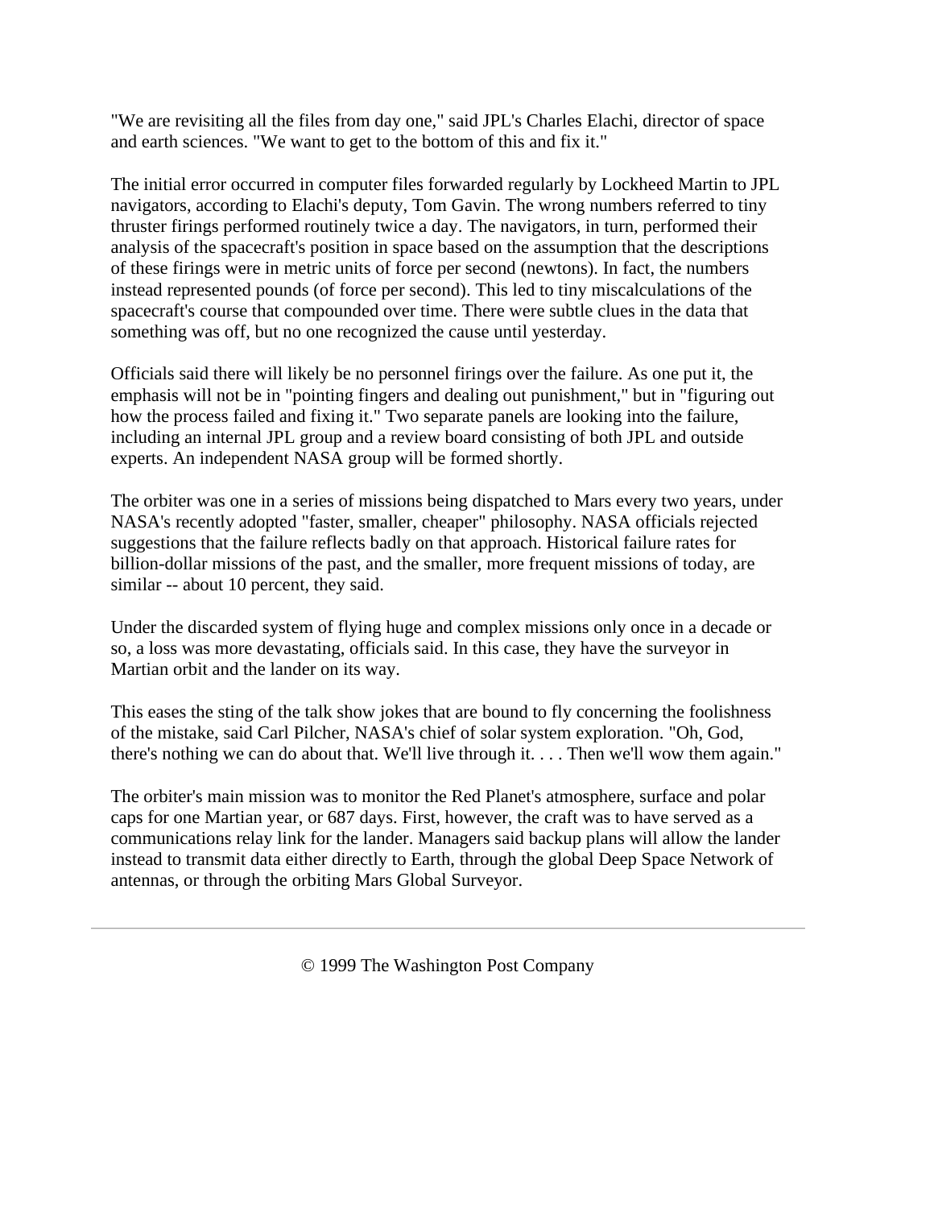"We are revisiting all the files from day one," said JPL's Charles Elachi, director of space and earth sciences. "We want to get to the bottom of this and fix it."

The initial error occurred in computer files forwarded regularly by Lockheed Martin to JPL navigators, according to Elachi's deputy, Tom Gavin. The wrong numbers referred to tiny thruster firings performed routinely twice a day. The navigators, in turn, performed their analysis of the spacecraft's position in space based on the assumption that the descriptions of these firings were in metric units of force per second (newtons). In fact, the numbers instead represented pounds (of force per second). This led to tiny miscalculations of the spacecraft's course that compounded over time. There were subtle clues in the data that something was off, but no one recognized the cause until yesterday.

Officials said there will likely be no personnel firings over the failure. As one put it, the emphasis will not be in "pointing fingers and dealing out punishment," but in "figuring out how the process failed and fixing it." Two separate panels are looking into the failure, including an internal JPL group and a review board consisting of both JPL and outside experts. An independent NASA group will be formed shortly.

The orbiter was one in a series of missions being dispatched to Mars every two years, under NASA's recently adopted "faster, smaller, cheaper" philosophy. NASA officials rejected suggestions that the failure reflects badly on that approach. Historical failure rates for billion-dollar missions of the past, and the smaller, more frequent missions of today, are similar -- about 10 percent, they said.

Under the discarded system of flying huge and complex missions only once in a decade or so, a loss was more devastating, officials said. In this case, they have the surveyor in Martian orbit and the lander on its way.

This eases the sting of the talk show jokes that are bound to fly concerning the foolishness of the mistake, said Carl Pilcher, NASA's chief of solar system exploration. "Oh, God, there's nothing we can do about that. We'll live through it. . . . Then we'll wow them again."

The orbiter's main mission was to monitor the Red Planet's atmosphere, surface and polar caps for one Martian year, or 687 days. First, however, the craft was to have served as a communications relay link for the lander. Managers said backup plans will allow the lander instead to transmit data either directly to Earth, through the global Deep Space Network of antennas, or through the orbiting Mars Global Surveyor.

---

© 1999 The Washington Post Company